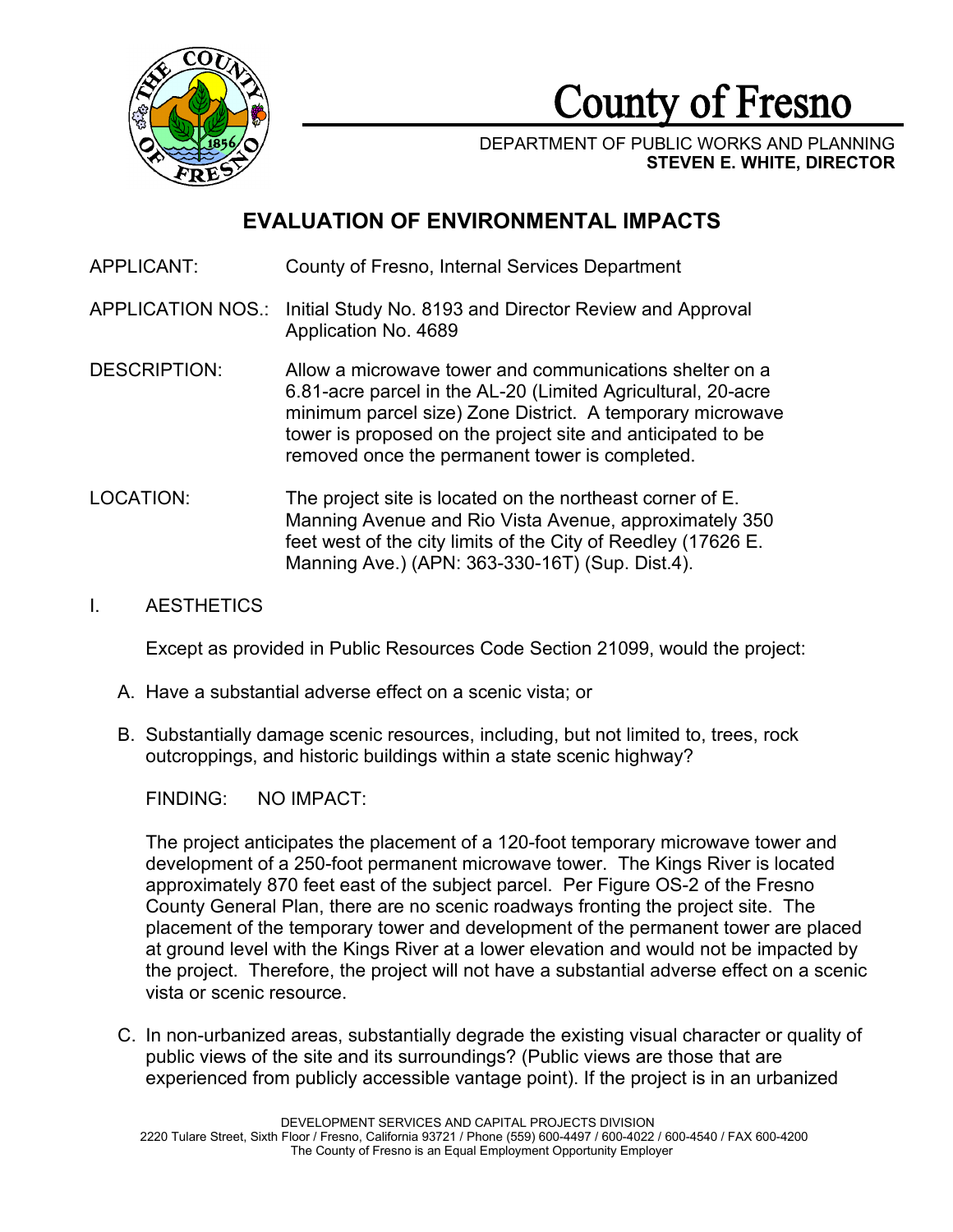# County of Fresno

DEPARTMENT OF PUBLIC WORKS AND PLANNING
**STEVEN E. WHITE, DIRECTOR**

## EVALUATION OF ENVIRONMENTAL IMPACTS

APPLICANT: County of Fresno, Internal Services Department

APPLICATION NOS.: Initial Study No. 8193 and Director Review and Approval Application No. 4689

DESCRIPTION: Allow a microwave tower and communications shelter on a 6.81-acre parcel in the AL-20 (Limited Agricultural, 20-acre minimum parcel size) Zone District. A temporary microwave tower is proposed on the project site and anticipated to be removed once the permanent tower is completed.

LOCATION: The project site is located on the northeast corner of E. Manning Avenue and Rio Vista Avenue, approximately 350 feet west of the city limits of the City of Reedley (17626 E. Manning Ave.) (APN: 363-330-16T) (Sup. Dist.4).

I. AESTHETICS

Except as provided in Public Resources Code Section 21099, would the project:

A. Have a substantial adverse effect on a scenic vista; or

B. Substantially damage scenic resources, including, but not limited to, trees, rock outcroppings, and historic buildings within a state scenic highway?

FINDING: NO IMPACT:

The project anticipates the placement of a 120-foot temporary microwave tower and development of a 250-foot permanent microwave tower. The Kings River is located approximately 870 feet east of the subject parcel. Per Figure OS-2 of the Fresno County General Plan, there are no scenic roadways fronting the project site. The placement of the temporary tower and development of the permanent tower are placed at ground level with the Kings River at a lower elevation and would not be impacted by the project. Therefore, the project will not have a substantial adverse effect on a scenic vista or scenic resource.

C. In non-urbanized areas, substantially degrade the existing visual character or quality of public views of the site and its surroundings? (Public views are those that are experienced from publicly accessible vantage point). If the project is in an urbanized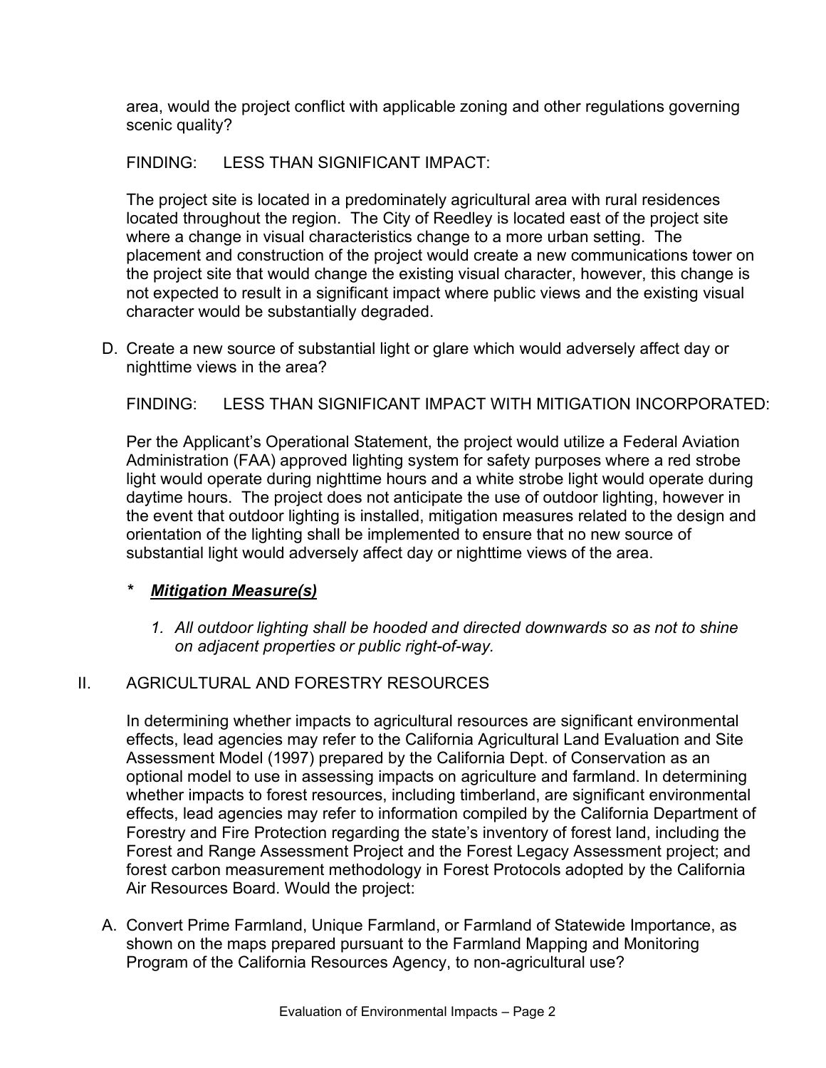area, would the project conflict with applicable zoning and other regulations governing scenic quality?

FINDING: LESS THAN SIGNIFICANT IMPACT:

The project site is located in a predominately agricultural area with rural residences located throughout the region. The City of Reedley is located east of the project site where a change in visual characteristics change to a more urban setting. The placement and construction of the project would create a new communications tower on the project site that would change the existing visual character, however, this change is not expected to result in a significant impact where public views and the existing visual character would be substantially degraded.

D. Create a new source of substantial light or glare which would adversely affect day or nighttime views in the area?

FINDING: LESS THAN SIGNIFICANT IMPACT WITH MITIGATION INCORPORATED:

Per the Applicant's Operational Statement, the project would utilize a Federal Aviation Administration (FAA) approved lighting system for safety purposes where a red strobe light would operate during nighttime hours and a white strobe light would operate during daytime hours. The project does not anticipate the use of outdoor lighting, however in the event that outdoor lighting is installed, mitigation measures related to the design and orientation of the lighting shall be implemented to ensure that no new source of substantial light would adversely affect day or nighttime views of the area.

**\*** ***Mitigation Measure(s)***

1. *All outdoor lighting shall be hooded and directed downwards so as not to shine on adjacent properties or public right-of-way.*

## II. AGRICULTURAL AND FORESTRY RESOURCES

In determining whether impacts to agricultural resources are significant environmental effects, lead agencies may refer to the California Agricultural Land Evaluation and Site Assessment Model (1997) prepared by the California Dept. of Conservation as an optional model to use in assessing impacts on agriculture and farmland. In determining whether impacts to forest resources, including timberland, are significant environmental effects, lead agencies may refer to information compiled by the California Department of Forestry and Fire Protection regarding the state's inventory of forest land, including the Forest and Range Assessment Project and the Forest Legacy Assessment project; and forest carbon measurement methodology in Forest Protocols adopted by the California Air Resources Board. Would the project:

A. Convert Prime Farmland, Unique Farmland, or Farmland of Statewide Importance, as shown on the maps prepared pursuant to the Farmland Mapping and Monitoring Program of the California Resources Agency, to non-agricultural use?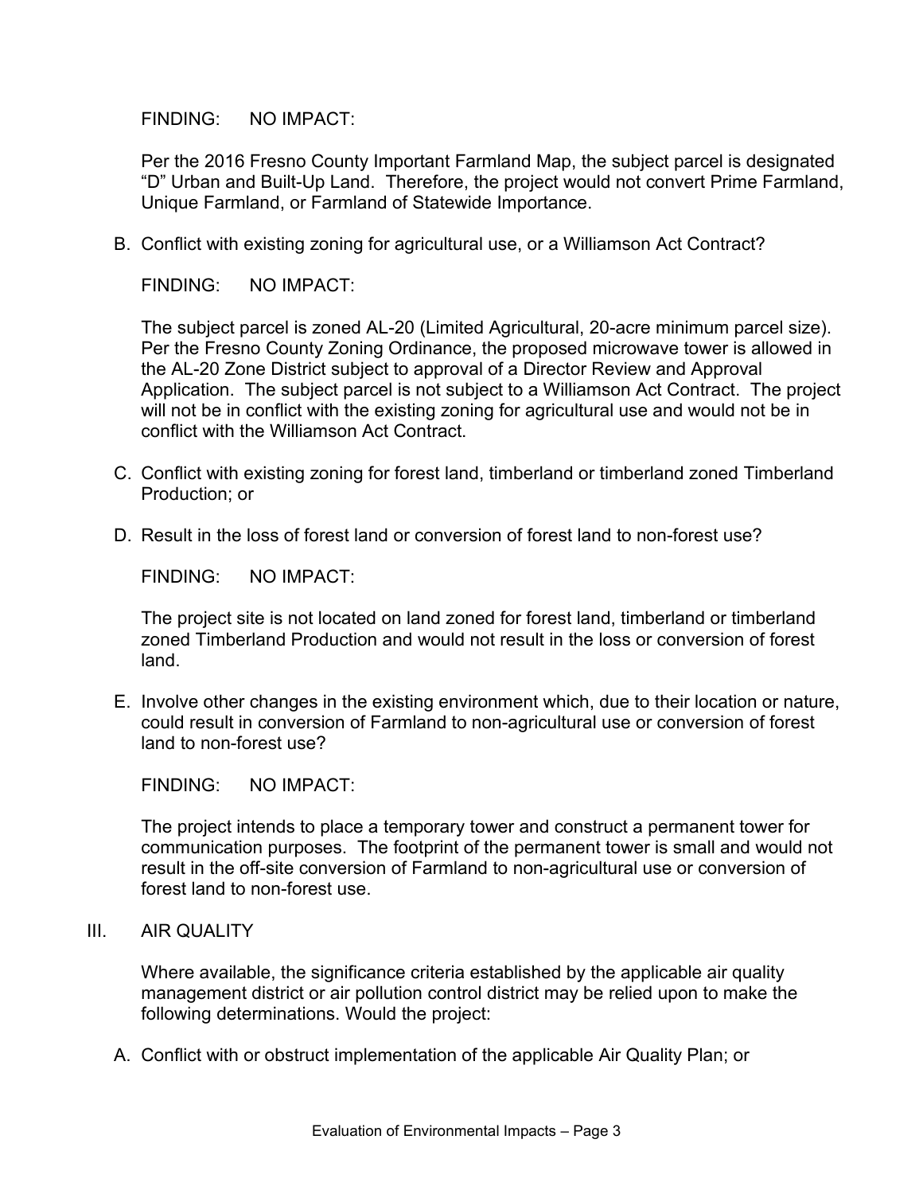FINDING: NO IMPACT:

Per the 2016 Fresno County Important Farmland Map, the subject parcel is designated "D" Urban and Built-Up Land. Therefore, the project would not convert Prime Farmland, Unique Farmland, or Farmland of Statewide Importance.

B. Conflict with existing zoning for agricultural use, or a Williamson Act Contract?

FINDING: NO IMPACT:

The subject parcel is zoned AL-20 (Limited Agricultural, 20-acre minimum parcel size). Per the Fresno County Zoning Ordinance, the proposed microwave tower is allowed in the AL-20 Zone District subject to approval of a Director Review and Approval Application. The subject parcel is not subject to a Williamson Act Contract. The project will not be in conflict with the existing zoning for agricultural use and would not be in conflict with the Williamson Act Contract.

C. Conflict with existing zoning for forest land, timberland or timberland zoned Timberland Production; or

D. Result in the loss of forest land or conversion of forest land to non-forest use?

FINDING: NO IMPACT:

The project site is not located on land zoned for forest land, timberland or timberland zoned Timberland Production and would not result in the loss or conversion of forest land.

E. Involve other changes in the existing environment which, due to their location or nature, could result in conversion of Farmland to non-agricultural use or conversion of forest land to non-forest use?

FINDING: NO IMPACT:

The project intends to place a temporary tower and construct a permanent tower for communication purposes. The footprint of the permanent tower is small and would not result in the off-site conversion of Farmland to non-agricultural use or conversion of forest land to non-forest use.

## III. AIR QUALITY

Where available, the significance criteria established by the applicable air quality management district or air pollution control district may be relied upon to make the following determinations. Would the project:

A. Conflict with or obstruct implementation of the applicable Air Quality Plan; or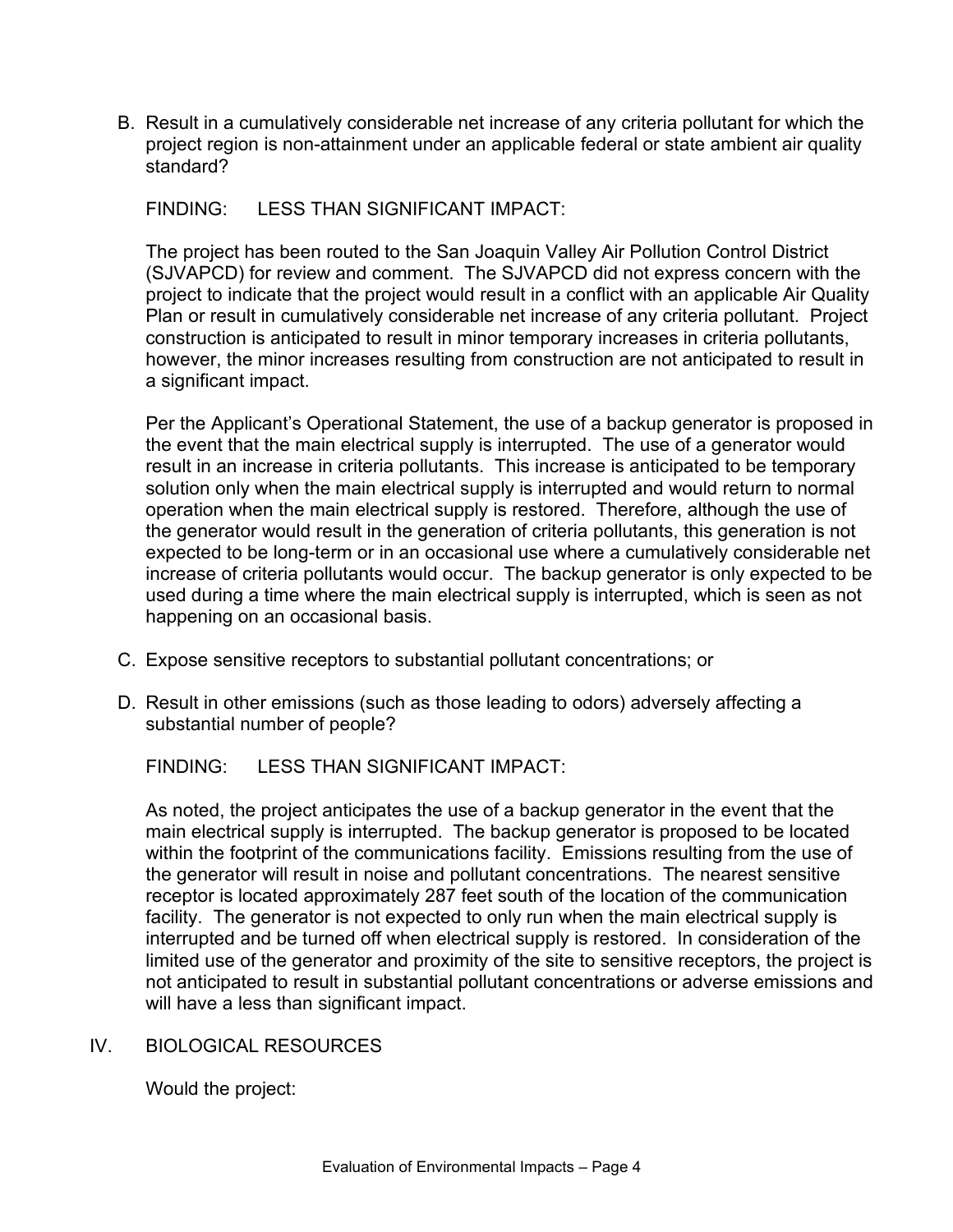B. Result in a cumulatively considerable net increase of any criteria pollutant for which the project region is non-attainment under an applicable federal or state ambient air quality standard?

   FINDING: LESS THAN SIGNIFICANT IMPACT:

   The project has been routed to the San Joaquin Valley Air Pollution Control District (SJVAPCD) for review and comment. The SJVAPCD did not express concern with the project to indicate that the project would result in a conflict with an applicable Air Quality Plan or result in cumulatively considerable net increase of any criteria pollutant. Project construction is anticipated to result in minor temporary increases in criteria pollutants, however, the minor increases resulting from construction are not anticipated to result in a significant impact.

   Per the Applicant's Operational Statement, the use of a backup generator is proposed in the event that the main electrical supply is interrupted. The use of a generator would result in an increase in criteria pollutants. This increase is anticipated to be temporary solution only when the main electrical supply is interrupted and would return to normal operation when the main electrical supply is restored. Therefore, although the use of the generator would result in the generation of criteria pollutants, this generation is not expected to be long-term or in an occasional use where a cumulatively considerable net increase of criteria pollutants would occur. The backup generator is only expected to be used during a time where the main electrical supply is interrupted, which is seen as not happening on an occasional basis.

C. Expose sensitive receptors to substantial pollutant concentrations; or

D. Result in other emissions (such as those leading to odors) adversely affecting a substantial number of people?

   FINDING: LESS THAN SIGNIFICANT IMPACT:

   As noted, the project anticipates the use of a backup generator in the event that the main electrical supply is interrupted. The backup generator is proposed to be located within the footprint of the communications facility. Emissions resulting from the use of the generator will result in noise and pollutant concentrations. The nearest sensitive receptor is located approximately 287 feet south of the location of the communication facility. The generator is not expected to only run when the main electrical supply is interrupted and be turned off when electrical supply is restored. In consideration of the limited use of the generator and proximity of the site to sensitive receptors, the project is not anticipated to result in substantial pollutant concentrations or adverse emissions and will have a less than significant impact.

## IV. BIOLOGICAL RESOURCES

Would the project: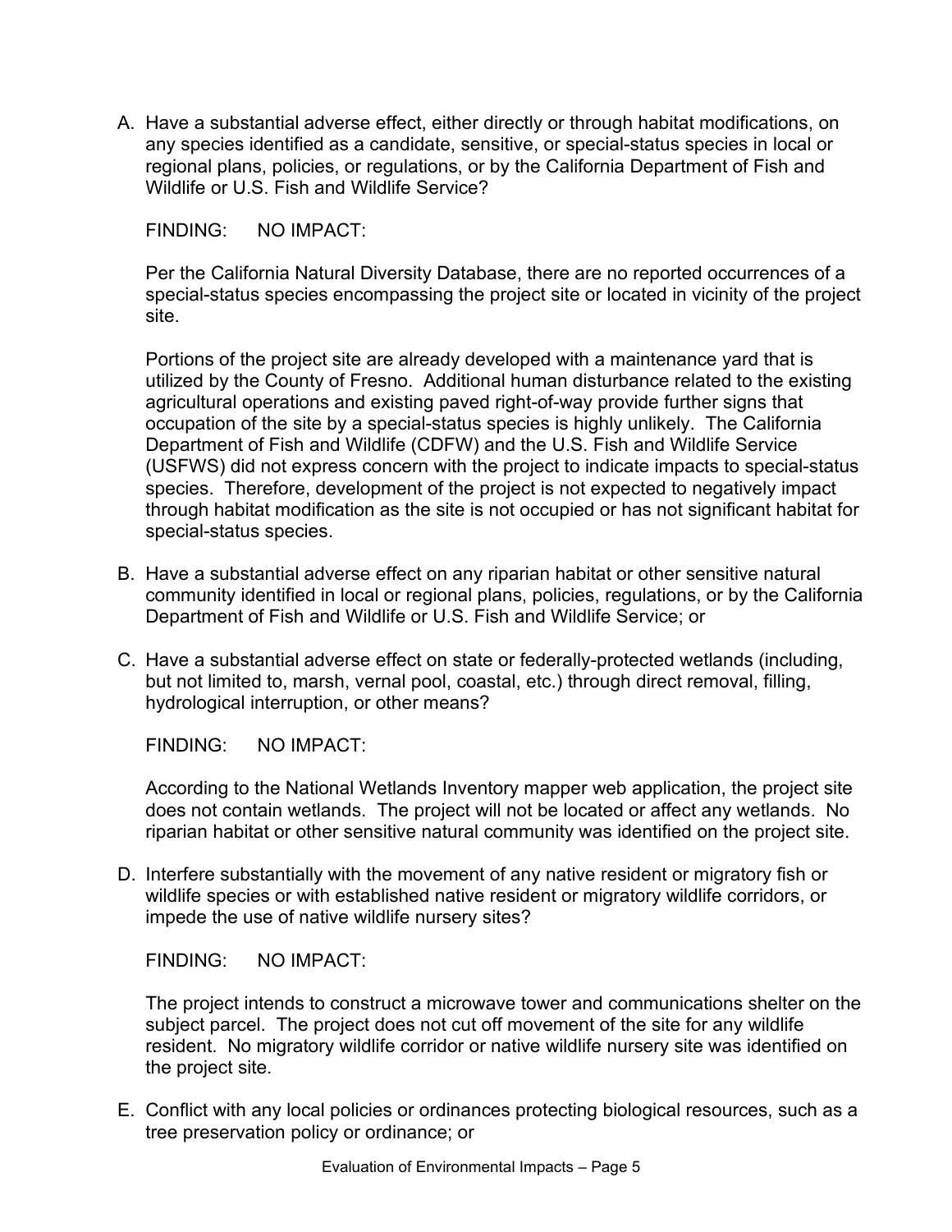A. Have a substantial adverse effect, either directly or through habitat modifications, on any species identified as a candidate, sensitive, or special-status species in local or regional plans, policies, or regulations, or by the California Department of Fish and Wildlife or U.S. Fish and Wildlife Service?

   FINDING: NO IMPACT:

   Per the California Natural Diversity Database, there are no reported occurrences of a special-status species encompassing the project site or located in vicinity of the project site.

   Portions of the project site are already developed with a maintenance yard that is utilized by the County of Fresno. Additional human disturbance related to the existing agricultural operations and existing paved right-of-way provide further signs that occupation of the site by a special-status species is highly unlikely. The California Department of Fish and Wildlife (CDFW) and the U.S. Fish and Wildlife Service (USFWS) did not express concern with the project to indicate impacts to special-status species. Therefore, development of the project is not expected to negatively impact through habitat modification as the site is not occupied or has not significant habitat for special-status species.

B. Have a substantial adverse effect on any riparian habitat or other sensitive natural community identified in local or regional plans, policies, regulations, or by the California Department of Fish and Wildlife or U.S. Fish and Wildlife Service; or

C. Have a substantial adverse effect on state or federally-protected wetlands (including, but not limited to, marsh, vernal pool, coastal, etc.) through direct removal, filling, hydrological interruption, or other means?

   FINDING: NO IMPACT:

   According to the National Wetlands Inventory mapper web application, the project site does not contain wetlands. The project will not be located or affect any wetlands. No riparian habitat or other sensitive natural community was identified on the project site.

D. Interfere substantially with the movement of any native resident or migratory fish or wildlife species or with established native resident or migratory wildlife corridors, or impede the use of native wildlife nursery sites?

   FINDING: NO IMPACT:

   The project intends to construct a microwave tower and communications shelter on the subject parcel. The project does not cut off movement of the site for any wildlife resident. No migratory wildlife corridor or native wildlife nursery site was identified on the project site.

E. Conflict with any local policies or ordinances protecting biological resources, such as a tree preservation policy or ordinance; or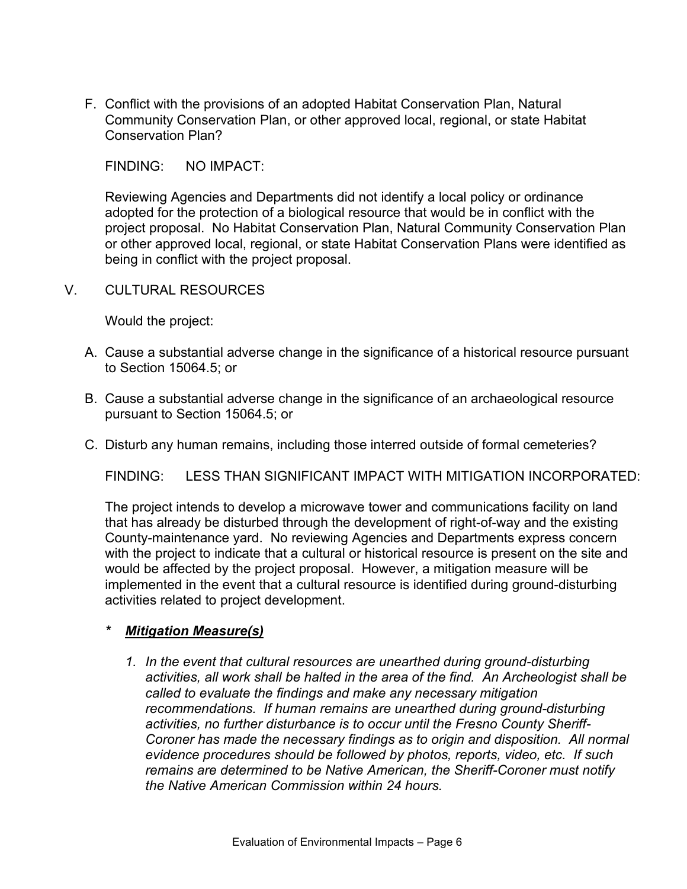F. Conflict with the provisions of an adopted Habitat Conservation Plan, Natural Community Conservation Plan, or other approved local, regional, or state Habitat Conservation Plan?

FINDING: NO IMPACT:

Reviewing Agencies and Departments did not identify a local policy or ordinance adopted for the protection of a biological resource that would be in conflict with the project proposal. No Habitat Conservation Plan, Natural Community Conservation Plan or other approved local, regional, or state Habitat Conservation Plans were identified as being in conflict with the project proposal.

V. CULTURAL RESOURCES

Would the project:

A. Cause a substantial adverse change in the significance of a historical resource pursuant to Section 15064.5; or

B. Cause a substantial adverse change in the significance of an archaeological resource pursuant to Section 15064.5; or

C. Disturb any human remains, including those interred outside of formal cemeteries?

FINDING: LESS THAN SIGNIFICANT IMPACT WITH MITIGATION INCORPORATED:

The project intends to develop a microwave tower and communications facility on land that has already be disturbed through the development of right-of-way and the existing County-maintenance yard. No reviewing Agencies and Departments express concern with the project to indicate that a cultural or historical resource is present on the site and would be affected by the project proposal. However, a mitigation measure will be implemented in the event that a cultural resource is identified during ground-disturbing activities related to project development.

\* ***Mitigation Measure(s)***

*1. In the event that cultural resources are unearthed during ground-disturbing activities, all work shall be halted in the area of the find. An Archeologist shall be called to evaluate the findings and make any necessary mitigation recommendations. If human remains are unearthed during ground-disturbing activities, no further disturbance is to occur until the Fresno County Sheriff-Coroner has made the necessary findings as to origin and disposition. All normal evidence procedures should be followed by photos, reports, video, etc. If such remains are determined to be Native American, the Sheriff-Coroner must notify the Native American Commission within 24 hours.*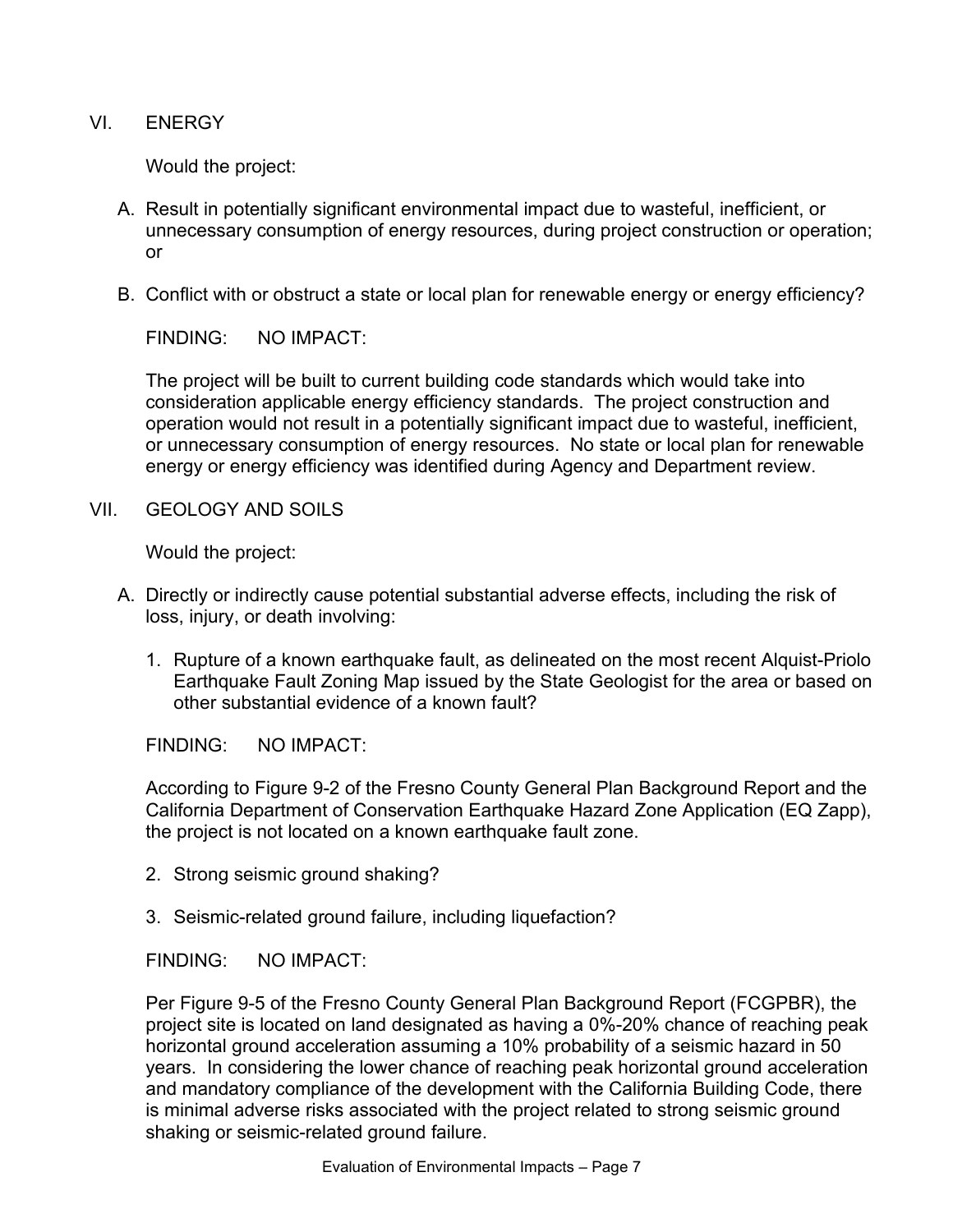## VI. ENERGY

Would the project:

A. Result in potentially significant environmental impact due to wasteful, inefficient, or unnecessary consumption of energy resources, during project construction or operation; or

B. Conflict with or obstruct a state or local plan for renewable energy or energy efficiency?

FINDING: NO IMPACT:

The project will be built to current building code standards which would take into consideration applicable energy efficiency standards. The project construction and operation would not result in a potentially significant impact due to wasteful, inefficient, or unnecessary consumption of energy resources. No state or local plan for renewable energy or energy efficiency was identified during Agency and Department review.

## VII. GEOLOGY AND SOILS

Would the project:

A. Directly or indirectly cause potential substantial adverse effects, including the risk of loss, injury, or death involving:

1. Rupture of a known earthquake fault, as delineated on the most recent Alquist-Priolo Earthquake Fault Zoning Map issued by the State Geologist for the area or based on other substantial evidence of a known fault?

FINDING: NO IMPACT:

According to Figure 9-2 of the Fresno County General Plan Background Report and the California Department of Conservation Earthquake Hazard Zone Application (EQ Zapp), the project is not located on a known earthquake fault zone.

2. Strong seismic ground shaking?

3. Seismic-related ground failure, including liquefaction?

FINDING: NO IMPACT:

Per Figure 9-5 of the Fresno County General Plan Background Report (FCGPBR), the project site is located on land designated as having a 0%-20% chance of reaching peak horizontal ground acceleration assuming a 10% probability of a seismic hazard in 50 years. In considering the lower chance of reaching peak horizontal ground acceleration and mandatory compliance of the development with the California Building Code, there is minimal adverse risks associated with the project related to strong seismic ground shaking or seismic-related ground failure.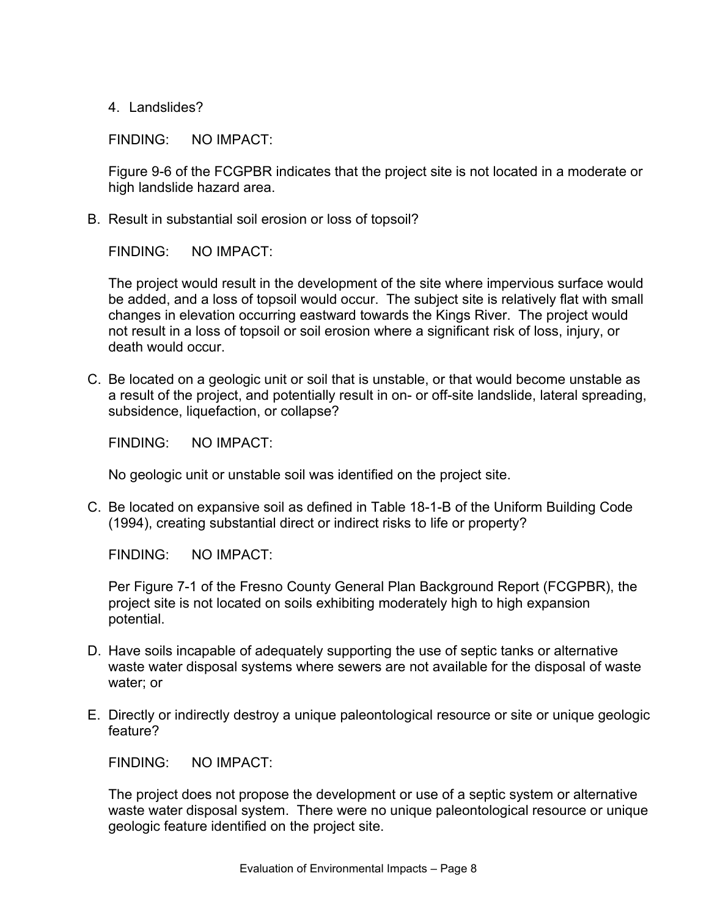4. Landslides?

FINDING: NO IMPACT:

Figure 9-6 of the FCGPBR indicates that the project site is not located in a moderate or high landslide hazard area.

B. Result in substantial soil erosion or loss of topsoil?

FINDING: NO IMPACT:

The project would result in the development of the site where impervious surface would be added, and a loss of topsoil would occur. The subject site is relatively flat with small changes in elevation occurring eastward towards the Kings River. The project would not result in a loss of topsoil or soil erosion where a significant risk of loss, injury, or death would occur.

C. Be located on a geologic unit or soil that is unstable, or that would become unstable as a result of the project, and potentially result in on- or off-site landslide, lateral spreading, subsidence, liquefaction, or collapse?

FINDING: NO IMPACT:

No geologic unit or unstable soil was identified on the project site.

C. Be located on expansive soil as defined in Table 18-1-B of the Uniform Building Code (1994), creating substantial direct or indirect risks to life or property?

FINDING: NO IMPACT:

Per Figure 7-1 of the Fresno County General Plan Background Report (FCGPBR), the project site is not located on soils exhibiting moderately high to high expansion potential.

D. Have soils incapable of adequately supporting the use of septic tanks or alternative waste water disposal systems where sewers are not available for the disposal of waste water; or

E. Directly or indirectly destroy a unique paleontological resource or site or unique geologic feature?

FINDING: NO IMPACT:

The project does not propose the development or use of a septic system or alternative waste water disposal system. There were no unique paleontological resource or unique geologic feature identified on the project site.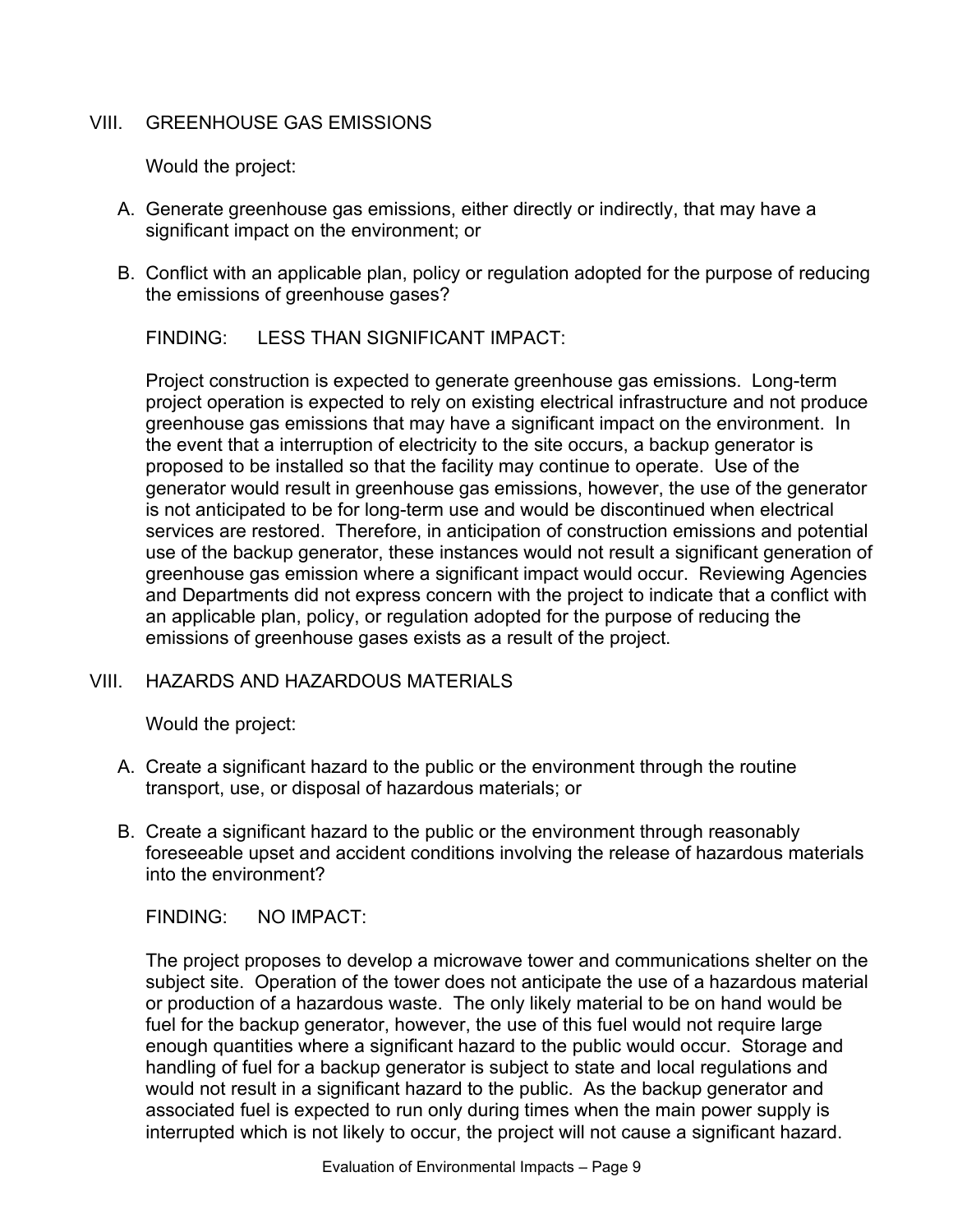## VIII. GREENHOUSE GAS EMISSIONS

Would the project:

A. Generate greenhouse gas emissions, either directly or indirectly, that may have a significant impact on the environment; or

B. Conflict with an applicable plan, policy or regulation adopted for the purpose of reducing the emissions of greenhouse gases?

FINDING: LESS THAN SIGNIFICANT IMPACT:

Project construction is expected to generate greenhouse gas emissions. Long-term project operation is expected to rely on existing electrical infrastructure and not produce greenhouse gas emissions that may have a significant impact on the environment. In the event that a interruption of electricity to the site occurs, a backup generator is proposed to be installed so that the facility may continue to operate. Use of the generator would result in greenhouse gas emissions, however, the use of the generator is not anticipated to be for long-term use and would be discontinued when electrical services are restored. Therefore, in anticipation of construction emissions and potential use of the backup generator, these instances would not result a significant generation of greenhouse gas emission where a significant impact would occur. Reviewing Agencies and Departments did not express concern with the project to indicate that a conflict with an applicable plan, policy, or regulation adopted for the purpose of reducing the emissions of greenhouse gases exists as a result of the project.

## VIII. HAZARDS AND HAZARDOUS MATERIALS

Would the project:

A. Create a significant hazard to the public or the environment through the routine transport, use, or disposal of hazardous materials; or

B. Create a significant hazard to the public or the environment through reasonably foreseeable upset and accident conditions involving the release of hazardous materials into the environment?

FINDING: NO IMPACT:

The project proposes to develop a microwave tower and communications shelter on the subject site. Operation of the tower does not anticipate the use of a hazardous material or production of a hazardous waste. The only likely material to be on hand would be fuel for the backup generator, however, the use of this fuel would not require large enough quantities where a significant hazard to the public would occur. Storage and handling of fuel for a backup generator is subject to state and local regulations and would not result in a significant hazard to the public. As the backup generator and associated fuel is expected to run only during times when the main power supply is interrupted which is not likely to occur, the project will not cause a significant hazard.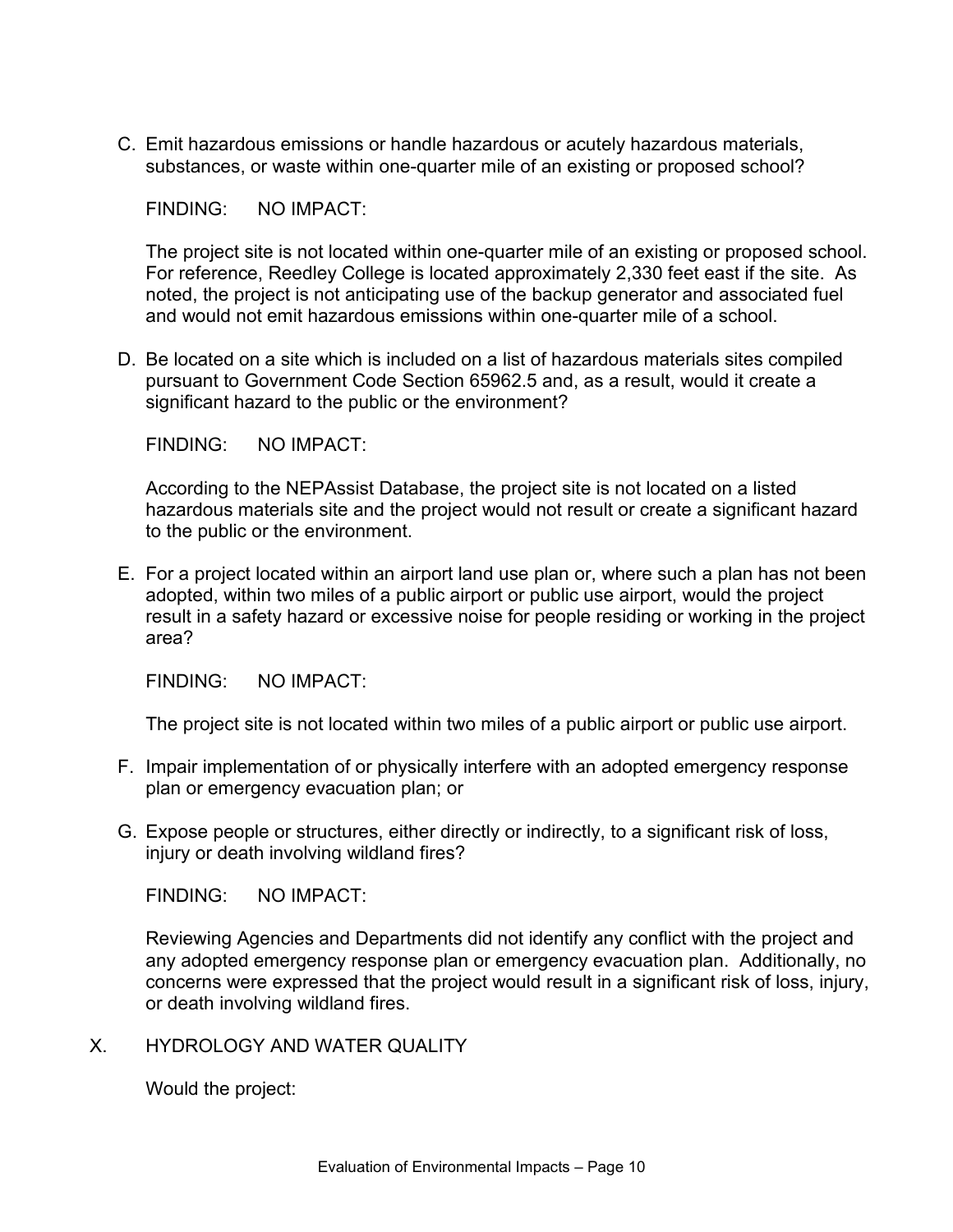C. Emit hazardous emissions or handle hazardous or acutely hazardous materials, substances, or waste within one-quarter mile of an existing or proposed school?

FINDING: NO IMPACT:

The project site is not located within one-quarter mile of an existing or proposed school. For reference, Reedley College is located approximately 2,330 feet east if the site. As noted, the project is not anticipating use of the backup generator and associated fuel and would not emit hazardous emissions within one-quarter mile of a school.

D. Be located on a site which is included on a list of hazardous materials sites compiled pursuant to Government Code Section 65962.5 and, as a result, would it create a significant hazard to the public or the environment?

FINDING: NO IMPACT:

According to the NEPAssist Database, the project site is not located on a listed hazardous materials site and the project would not result or create a significant hazard to the public or the environment.

E. For a project located within an airport land use plan or, where such a plan has not been adopted, within two miles of a public airport or public use airport, would the project result in a safety hazard or excessive noise for people residing or working in the project area?

FINDING: NO IMPACT:

The project site is not located within two miles of a public airport or public use airport.

F. Impair implementation of or physically interfere with an adopted emergency response plan or emergency evacuation plan; or

G. Expose people or structures, either directly or indirectly, to a significant risk of loss, injury or death involving wildland fires?

FINDING: NO IMPACT:

Reviewing Agencies and Departments did not identify any conflict with the project and any adopted emergency response plan or emergency evacuation plan. Additionally, no concerns were expressed that the project would result in a significant risk of loss, injury, or death involving wildland fires.

## X. HYDROLOGY AND WATER QUALITY

Would the project: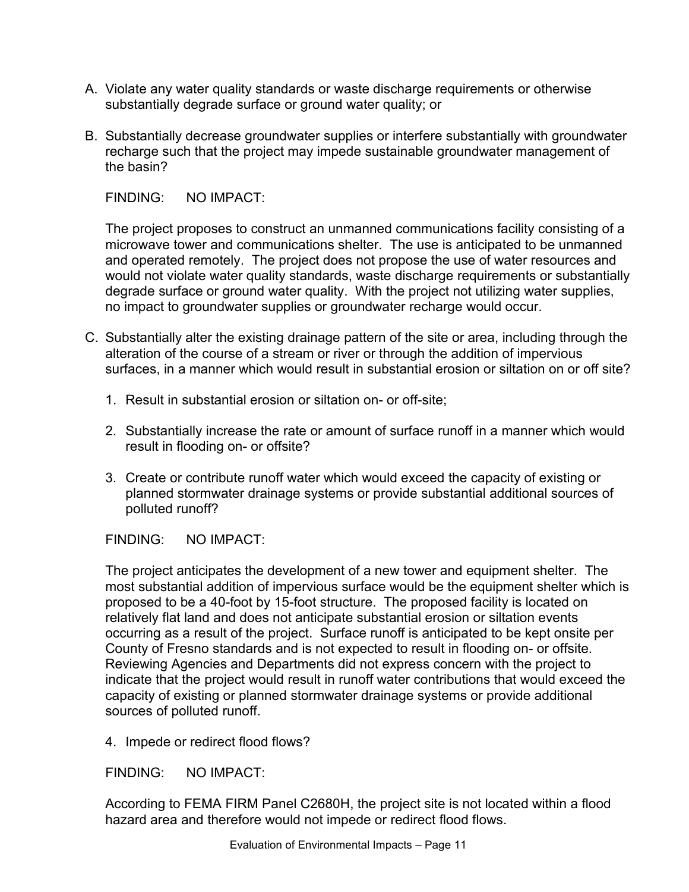A. Violate any water quality standards or waste discharge requirements or otherwise substantially degrade surface or ground water quality; or

B. Substantially decrease groundwater supplies or interfere substantially with groundwater recharge such that the project may impede sustainable groundwater management of the basin?

FINDING: NO IMPACT:

The project proposes to construct an unmanned communications facility consisting of a microwave tower and communications shelter. The use is anticipated to be unmanned and operated remotely. The project does not propose the use of water resources and would not violate water quality standards, waste discharge requirements or substantially degrade surface or ground water quality. With the project not utilizing water supplies, no impact to groundwater supplies or groundwater recharge would occur.

C. Substantially alter the existing drainage pattern of the site or area, including through the alteration of the course of a stream or river or through the addition of impervious surfaces, in a manner which would result in substantial erosion or siltation on or off site?

   1. Result in substantial erosion or siltation on- or off-site;

   2. Substantially increase the rate or amount of surface runoff in a manner which would result in flooding on- or offsite?

   3. Create or contribute runoff water which would exceed the capacity of existing or planned stormwater drainage systems or provide substantial additional sources of polluted runoff?

FINDING: NO IMPACT:

The project anticipates the development of a new tower and equipment shelter. The most substantial addition of impervious surface would be the equipment shelter which is proposed to be a 40-foot by 15-foot structure. The proposed facility is located on relatively flat land and does not anticipate substantial erosion or siltation events occurring as a result of the project. Surface runoff is anticipated to be kept onsite per County of Fresno standards and is not expected to result in flooding on- or offsite. Reviewing Agencies and Departments did not express concern with the project to indicate that the project would result in runoff water contributions that would exceed the capacity of existing or planned stormwater drainage systems or provide additional sources of polluted runoff.

   4. Impede or redirect flood flows?

FINDING: NO IMPACT:

According to FEMA FIRM Panel C2680H, the project site is not located within a flood hazard area and therefore would not impede or redirect flood flows.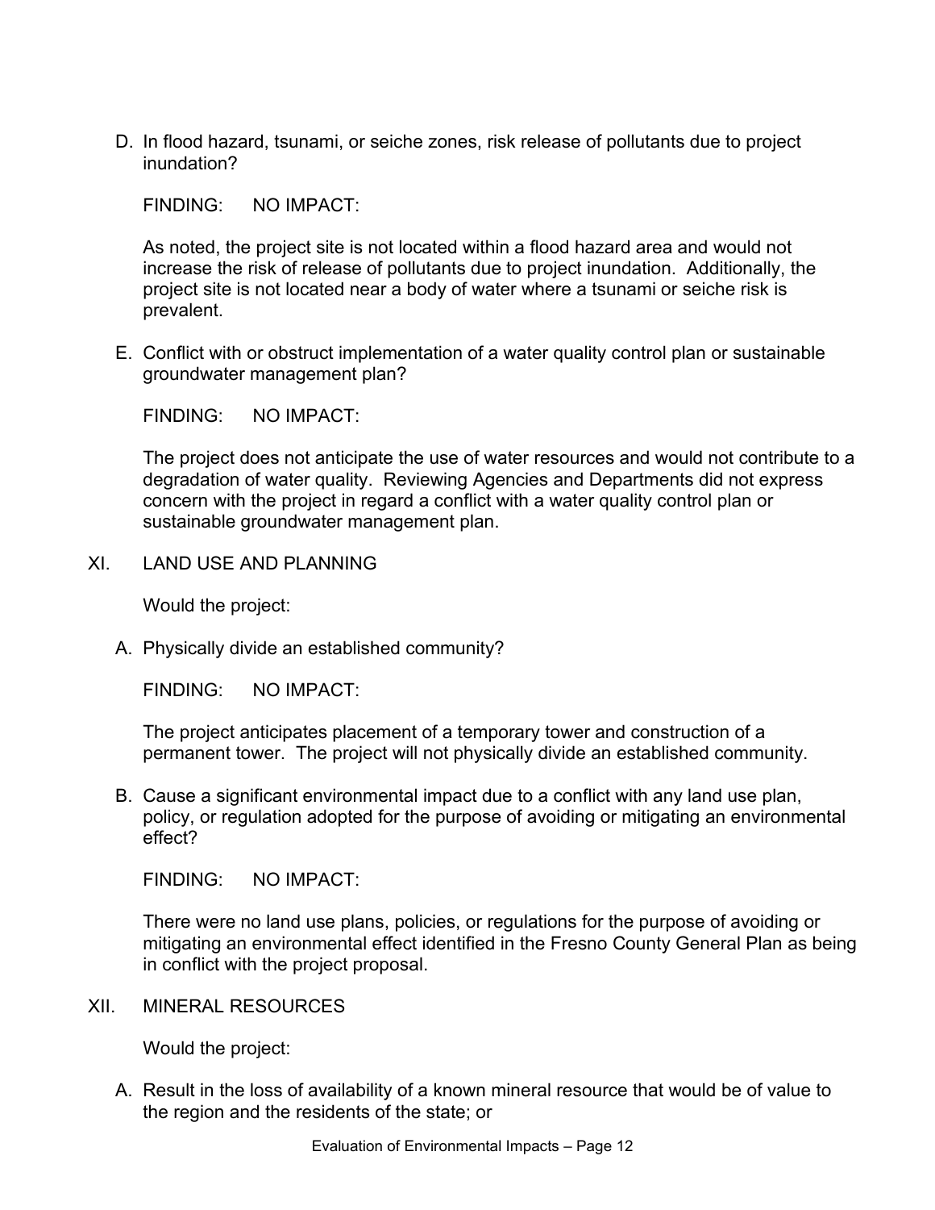D. In flood hazard, tsunami, or seiche zones, risk release of pollutants due to project inundation?

   FINDING: NO IMPACT:

   As noted, the project site is not located within a flood hazard area and would not increase the risk of release of pollutants due to project inundation. Additionally, the project site is not located near a body of water where a tsunami or seiche risk is prevalent.

E. Conflict with or obstruct implementation of a water quality control plan or sustainable groundwater management plan?

   FINDING: NO IMPACT:

   The project does not anticipate the use of water resources and would not contribute to a degradation of water quality. Reviewing Agencies and Departments did not express concern with the project in regard a conflict with a water quality control plan or sustainable groundwater management plan.

## XI. LAND USE AND PLANNING

Would the project:

A. Physically divide an established community?

   FINDING: NO IMPACT:

   The project anticipates placement of a temporary tower and construction of a permanent tower. The project will not physically divide an established community.

B. Cause a significant environmental impact due to a conflict with any land use plan, policy, or regulation adopted for the purpose of avoiding or mitigating an environmental effect?

   FINDING: NO IMPACT:

   There were no land use plans, policies, or regulations for the purpose of avoiding or mitigating an environmental effect identified in the Fresno County General Plan as being in conflict with the project proposal.

## XII. MINERAL RESOURCES

Would the project:

A. Result in the loss of availability of a known mineral resource that would be of value to the region and the residents of the state; or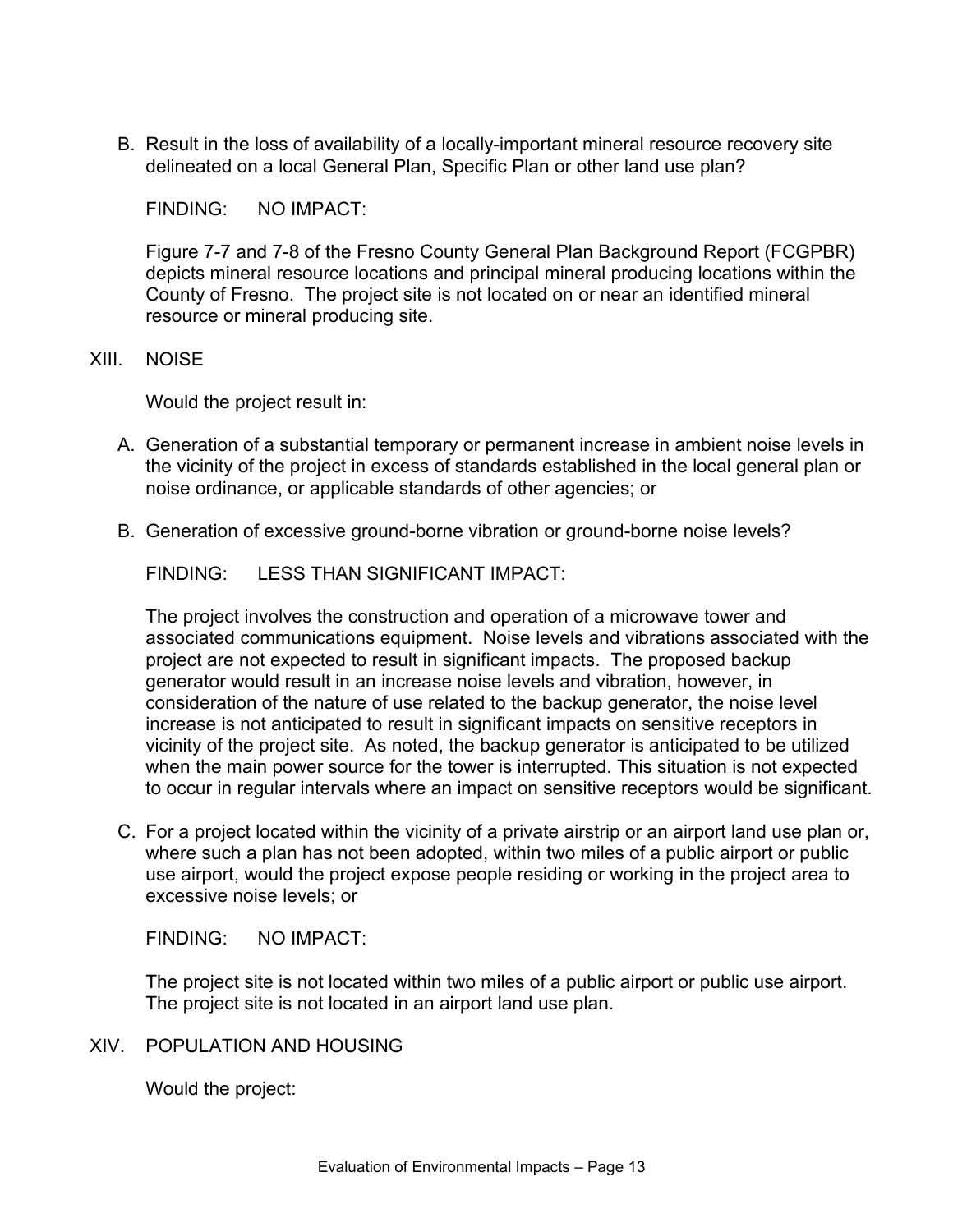B. Result in the loss of availability of a locally-important mineral resource recovery site delineated on a local General Plan, Specific Plan or other land use plan?

FINDING: NO IMPACT:

Figure 7-7 and 7-8 of the Fresno County General Plan Background Report (FCGPBR) depicts mineral resource locations and principal mineral producing locations within the County of Fresno. The project site is not located on or near an identified mineral resource or mineral producing site.

## XIII. NOISE

Would the project result in:

A. Generation of a substantial temporary or permanent increase in ambient noise levels in the vicinity of the project in excess of standards established in the local general plan or noise ordinance, or applicable standards of other agencies; or

B. Generation of excessive ground-borne vibration or ground-borne noise levels?

FINDING: LESS THAN SIGNIFICANT IMPACT:

The project involves the construction and operation of a microwave tower and associated communications equipment. Noise levels and vibrations associated with the project are not expected to result in significant impacts. The proposed backup generator would result in an increase noise levels and vibration, however, in consideration of the nature of use related to the backup generator, the noise level increase is not anticipated to result in significant impacts on sensitive receptors in vicinity of the project site. As noted, the backup generator is anticipated to be utilized when the main power source for the tower is interrupted. This situation is not expected to occur in regular intervals where an impact on sensitive receptors would be significant.

C. For a project located within the vicinity of a private airstrip or an airport land use plan or, where such a plan has not been adopted, within two miles of a public airport or public use airport, would the project expose people residing or working in the project area to excessive noise levels; or

FINDING: NO IMPACT:

The project site is not located within two miles of a public airport or public use airport. The project site is not located in an airport land use plan.

## XIV. POPULATION AND HOUSING

Would the project: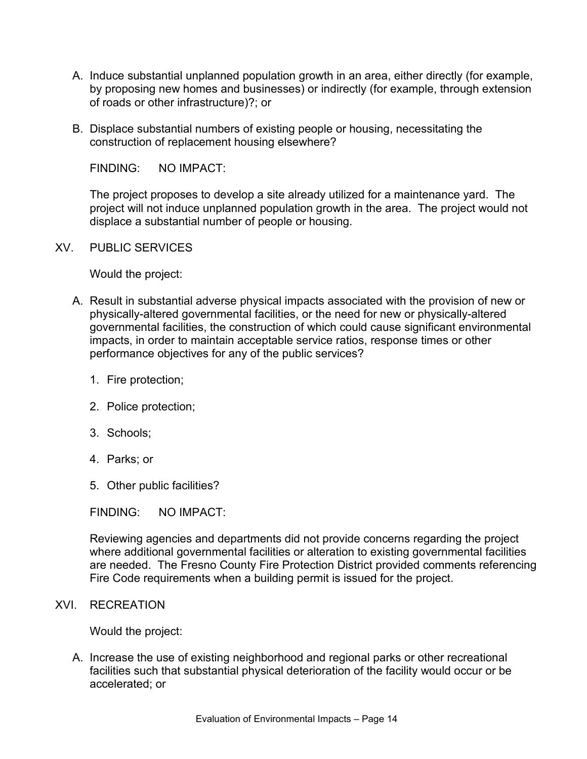A. Induce substantial unplanned population growth in an area, either directly (for example, by proposing new homes and businesses) or indirectly (for example, through extension of roads or other infrastructure)?; or

B. Displace substantial numbers of existing people or housing, necessitating the construction of replacement housing elsewhere?

FINDING: NO IMPACT:

The project proposes to develop a site already utilized for a maintenance yard. The project will not induce unplanned population growth in the area. The project would not displace a substantial number of people or housing.

## XV. PUBLIC SERVICES

Would the project:

A. Result in substantial adverse physical impacts associated with the provision of new or physically-altered governmental facilities, or the need for new or physically-altered governmental facilities, the construction of which could cause significant environmental impacts, in order to maintain acceptable service ratios, response times or other performance objectives for any of the public services?

1. Fire protection;
2. Police protection;
3. Schools;
4. Parks; or
5. Other public facilities?

FINDING: NO IMPACT:

Reviewing agencies and departments did not provide concerns regarding the project where additional governmental facilities or alteration to existing governmental facilities are needed. The Fresno County Fire Protection District provided comments referencing Fire Code requirements when a building permit is issued for the project.

## XVI. RECREATION

Would the project:

A. Increase the use of existing neighborhood and regional parks or other recreational facilities such that substantial physical deterioration of the facility would occur or be accelerated; or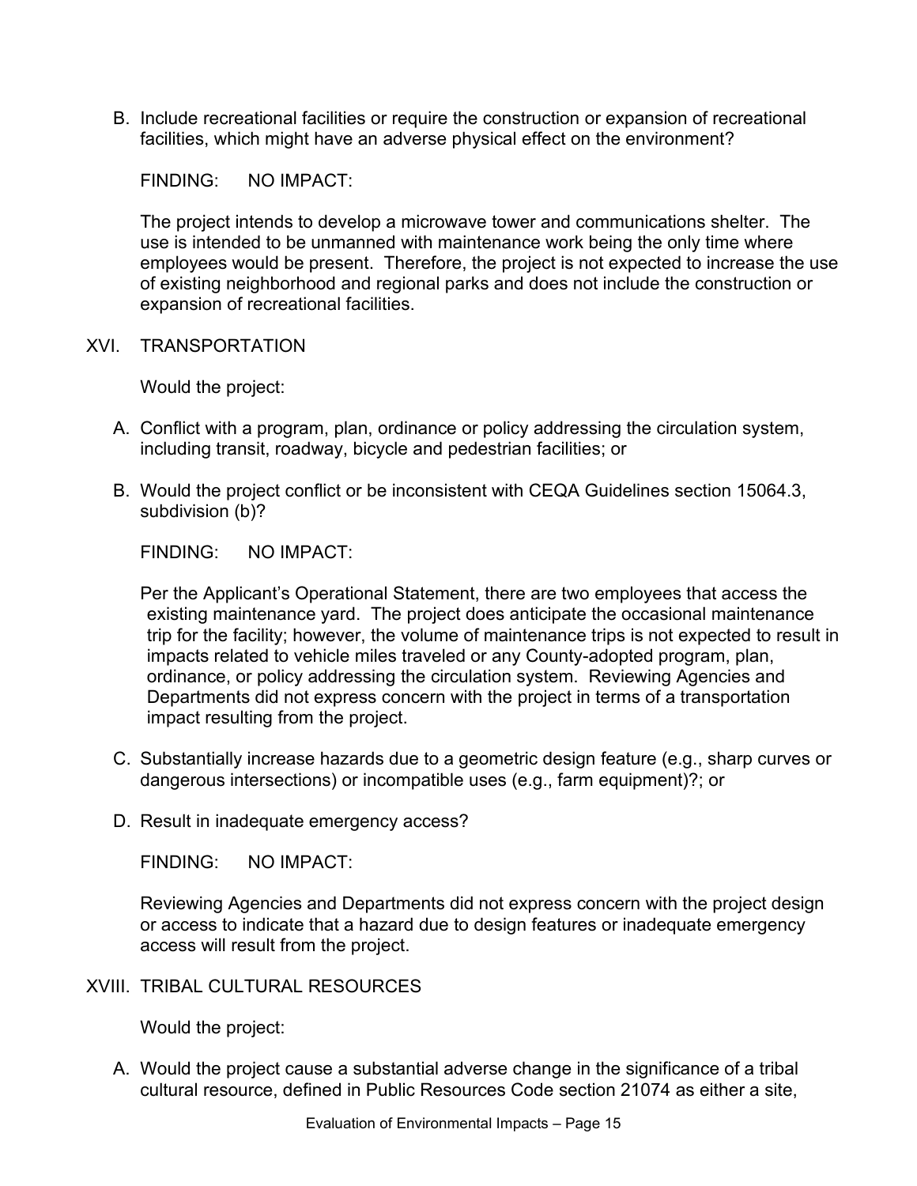B. Include recreational facilities or require the construction or expansion of recreational facilities, which might have an adverse physical effect on the environment?

FINDING: NO IMPACT:

The project intends to develop a microwave tower and communications shelter. The use is intended to be unmanned with maintenance work being the only time where employees would be present. Therefore, the project is not expected to increase the use of existing neighborhood and regional parks and does not include the construction or expansion of recreational facilities.

## XVI. TRANSPORTATION

Would the project:

A. Conflict with a program, plan, ordinance or policy addressing the circulation system, including transit, roadway, bicycle and pedestrian facilities; or

B. Would the project conflict or be inconsistent with CEQA Guidelines section 15064.3, subdivision (b)?

FINDING: NO IMPACT:

Per the Applicant's Operational Statement, there are two employees that access the existing maintenance yard. The project does anticipate the occasional maintenance trip for the facility; however, the volume of maintenance trips is not expected to result in impacts related to vehicle miles traveled or any County-adopted program, plan, ordinance, or policy addressing the circulation system. Reviewing Agencies and Departments did not express concern with the project in terms of a transportation impact resulting from the project.

C. Substantially increase hazards due to a geometric design feature (e.g., sharp curves or dangerous intersections) or incompatible uses (e.g., farm equipment)?; or

D. Result in inadequate emergency access?

FINDING: NO IMPACT:

Reviewing Agencies and Departments did not express concern with the project design or access to indicate that a hazard due to design features or inadequate emergency access will result from the project.

## XVIII. TRIBAL CULTURAL RESOURCES

Would the project:

A. Would the project cause a substantial adverse change in the significance of a tribal cultural resource, defined in Public Resources Code section 21074 as either a site,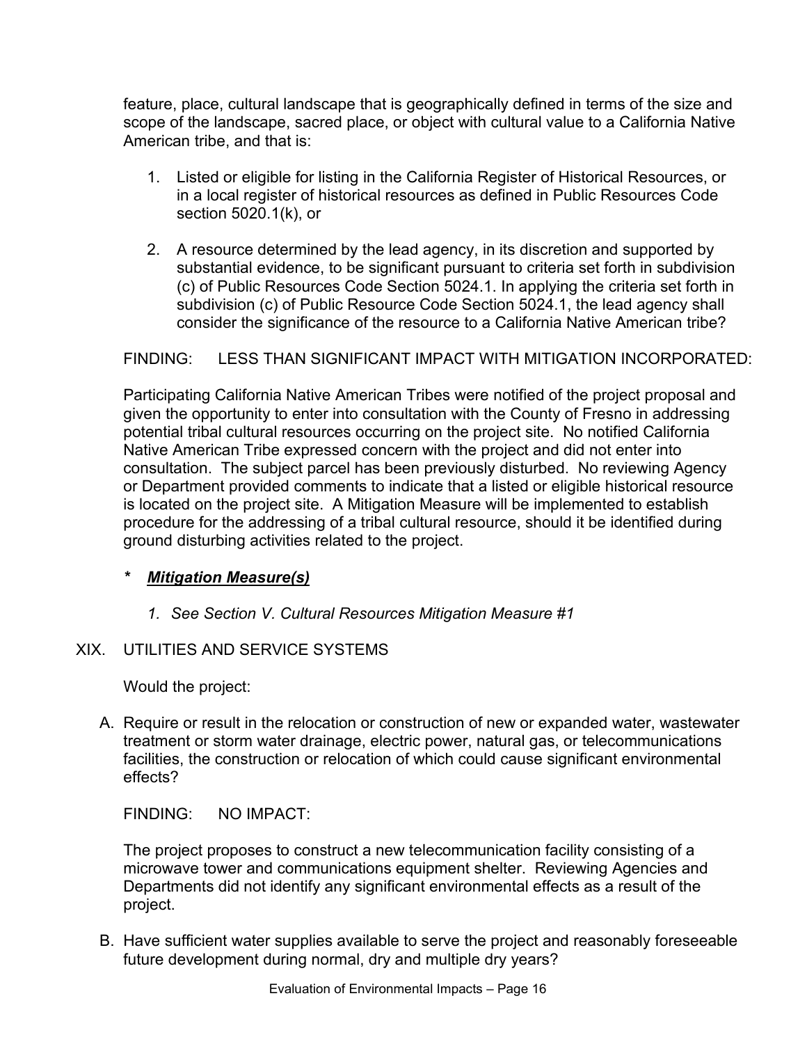feature, place, cultural landscape that is geographically defined in terms of the size and scope of the landscape, sacred place, or object with cultural value to a California Native American tribe, and that is:

1. Listed or eligible for listing in the California Register of Historical Resources, or in a local register of historical resources as defined in Public Resources Code section 5020.1(k), or

2. A resource determined by the lead agency, in its discretion and supported by substantial evidence, to be significant pursuant to criteria set forth in subdivision (c) of Public Resources Code Section 5024.1. In applying the criteria set forth in subdivision (c) of Public Resource Code Section 5024.1, the lead agency shall consider the significance of the resource to a California Native American tribe?

FINDING: LESS THAN SIGNIFICANT IMPACT WITH MITIGATION INCORPORATED:

Participating California Native American Tribes were notified of the project proposal and given the opportunity to enter into consultation with the County of Fresno in addressing potential tribal cultural resources occurring on the project site. No notified California Native American Tribe expressed concern with the project and did not enter into consultation. The subject parcel has been previously disturbed. No reviewing Agency or Department provided comments to indicate that a listed or eligible historical resource is located on the project site. A Mitigation Measure will be implemented to establish procedure for the addressing of a tribal cultural resource, should it be identified during ground disturbing activities related to the project.

*\* **Mitigation Measure(s)***

1. *See Section V. Cultural Resources Mitigation Measure #1*

XIX. UTILITIES AND SERVICE SYSTEMS

Would the project:

A. Require or result in the relocation or construction of new or expanded water, wastewater treatment or storm water drainage, electric power, natural gas, or telecommunications facilities, the construction or relocation of which could cause significant environmental effects?

FINDING: NO IMPACT:

The project proposes to construct a new telecommunication facility consisting of a microwave tower and communications equipment shelter. Reviewing Agencies and Departments did not identify any significant environmental effects as a result of the project.

B. Have sufficient water supplies available to serve the project and reasonably foreseeable future development during normal, dry and multiple dry years?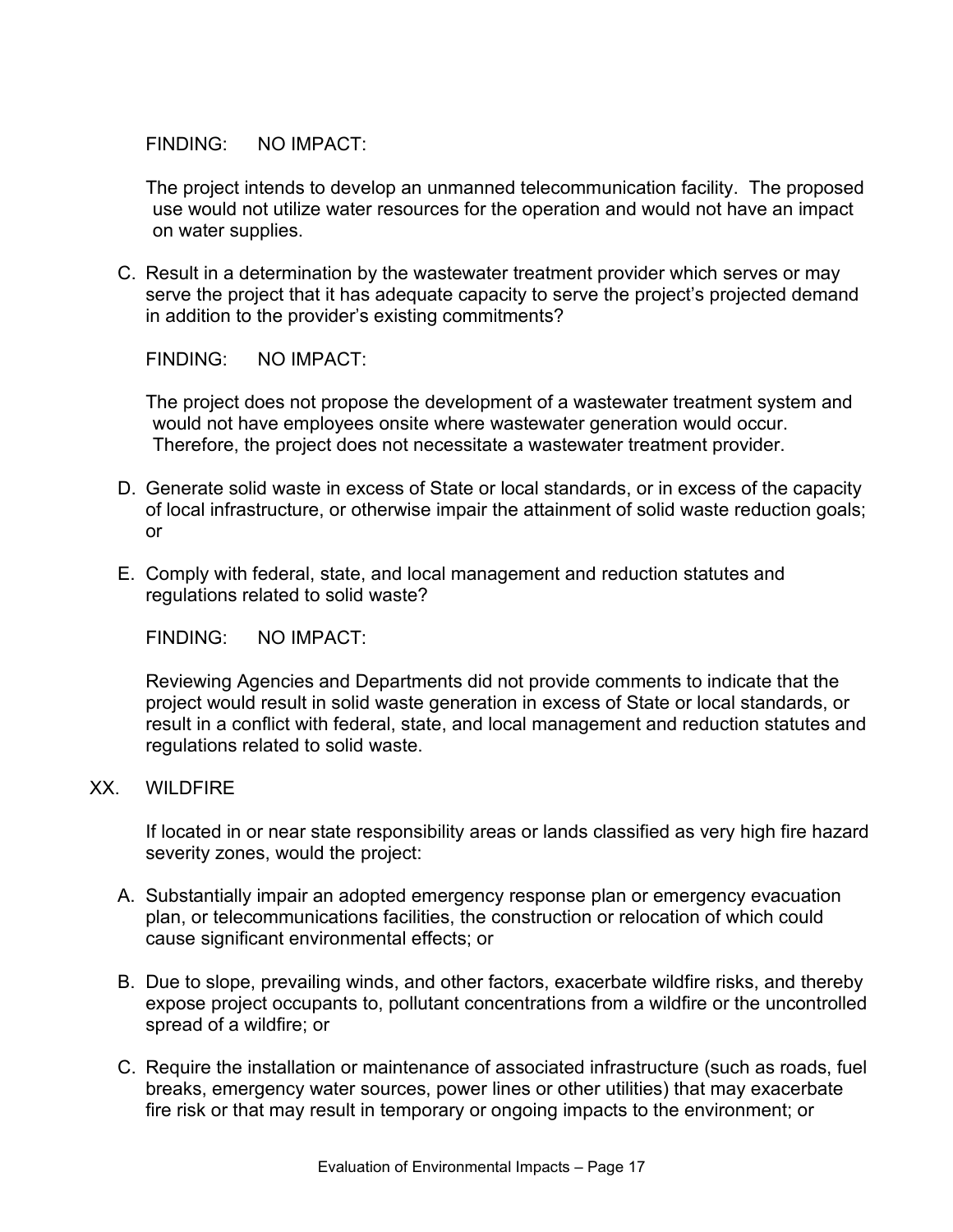FINDING: NO IMPACT:

The project intends to develop an unmanned telecommunication facility. The proposed use would not utilize water resources for the operation and would not have an impact on water supplies.

C. Result in a determination by the wastewater treatment provider which serves or may serve the project that it has adequate capacity to serve the project's projected demand in addition to the provider's existing commitments?

FINDING: NO IMPACT:

The project does not propose the development of a wastewater treatment system and would not have employees onsite where wastewater generation would occur. Therefore, the project does not necessitate a wastewater treatment provider.

D. Generate solid waste in excess of State or local standards, or in excess of the capacity of local infrastructure, or otherwise impair the attainment of solid waste reduction goals; or

E. Comply with federal, state, and local management and reduction statutes and regulations related to solid waste?

FINDING: NO IMPACT:

Reviewing Agencies and Departments did not provide comments to indicate that the project would result in solid waste generation in excess of State or local standards, or result in a conflict with federal, state, and local management and reduction statutes and regulations related to solid waste.

## XX. WILDFIRE

If located in or near state responsibility areas or lands classified as very high fire hazard severity zones, would the project:

A. Substantially impair an adopted emergency response plan or emergency evacuation plan, or telecommunications facilities, the construction or relocation of which could cause significant environmental effects; or

B. Due to slope, prevailing winds, and other factors, exacerbate wildfire risks, and thereby expose project occupants to, pollutant concentrations from a wildfire or the uncontrolled spread of a wildfire; or

C. Require the installation or maintenance of associated infrastructure (such as roads, fuel breaks, emergency water sources, power lines or other utilities) that may exacerbate fire risk or that may result in temporary or ongoing impacts to the environment; or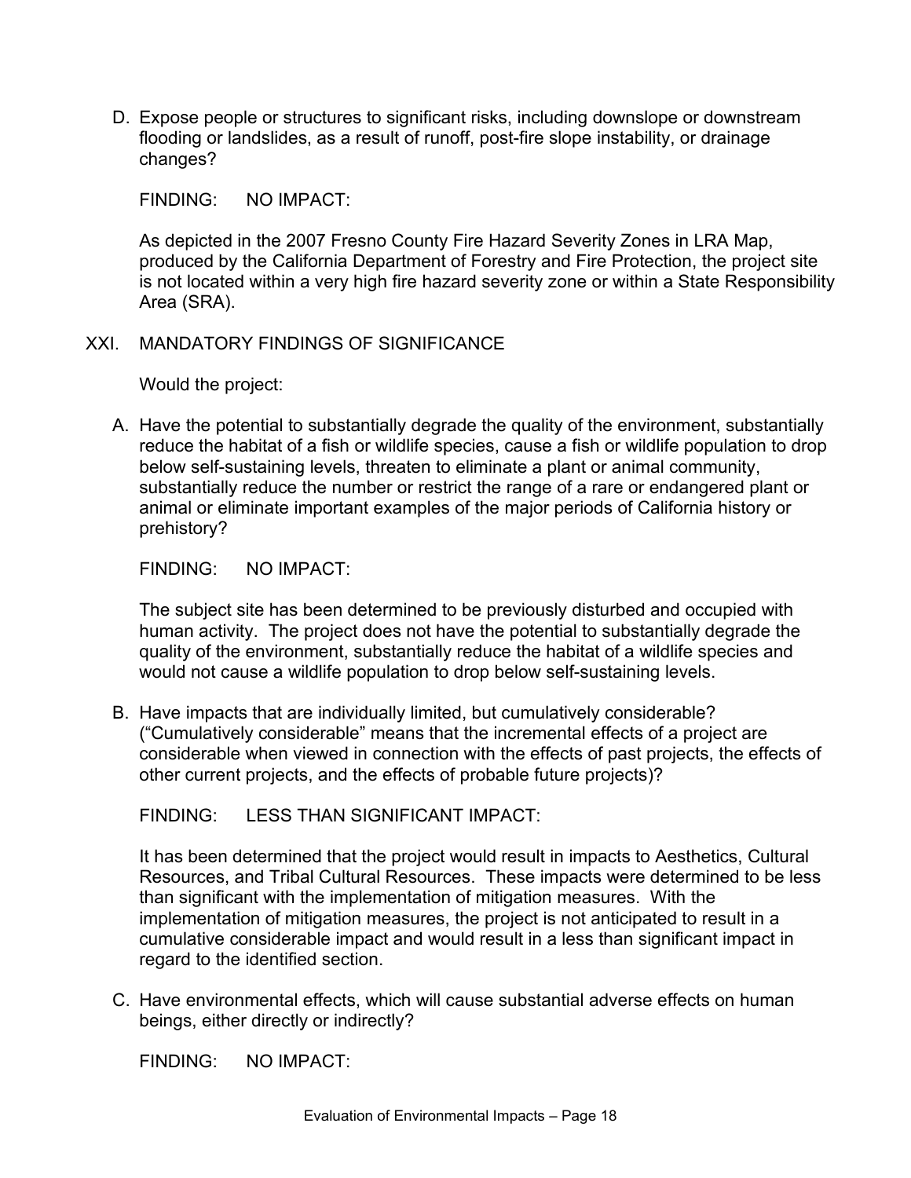D. Expose people or structures to significant risks, including downslope or downstream flooding or landslides, as a result of runoff, post-fire slope instability, or drainage changes?

FINDING: NO IMPACT:

As depicted in the 2007 Fresno County Fire Hazard Severity Zones in LRA Map, produced by the California Department of Forestry and Fire Protection, the project site is not located within a very high fire hazard severity zone or within a State Responsibility Area (SRA).

## XXI. MANDATORY FINDINGS OF SIGNIFICANCE

Would the project:

A. Have the potential to substantially degrade the quality of the environment, substantially reduce the habitat of a fish or wildlife species, cause a fish or wildlife population to drop below self-sustaining levels, threaten to eliminate a plant or animal community, substantially reduce the number or restrict the range of a rare or endangered plant or animal or eliminate important examples of the major periods of California history or prehistory?

FINDING: NO IMPACT:

The subject site has been determined to be previously disturbed and occupied with human activity. The project does not have the potential to substantially degrade the quality of the environment, substantially reduce the habitat of a wildlife species and would not cause a wildlife population to drop below self-sustaining levels.

B. Have impacts that are individually limited, but cumulatively considerable? ("Cumulatively considerable" means that the incremental effects of a project are considerable when viewed in connection with the effects of past projects, the effects of other current projects, and the effects of probable future projects)?

FINDING: LESS THAN SIGNIFICANT IMPACT:

It has been determined that the project would result in impacts to Aesthetics, Cultural Resources, and Tribal Cultural Resources. These impacts were determined to be less than significant with the implementation of mitigation measures. With the implementation of mitigation measures, the project is not anticipated to result in a cumulative considerable impact and would result in a less than significant impact in regard to the identified section.

C. Have environmental effects, which will cause substantial adverse effects on human beings, either directly or indirectly?

FINDING: NO IMPACT: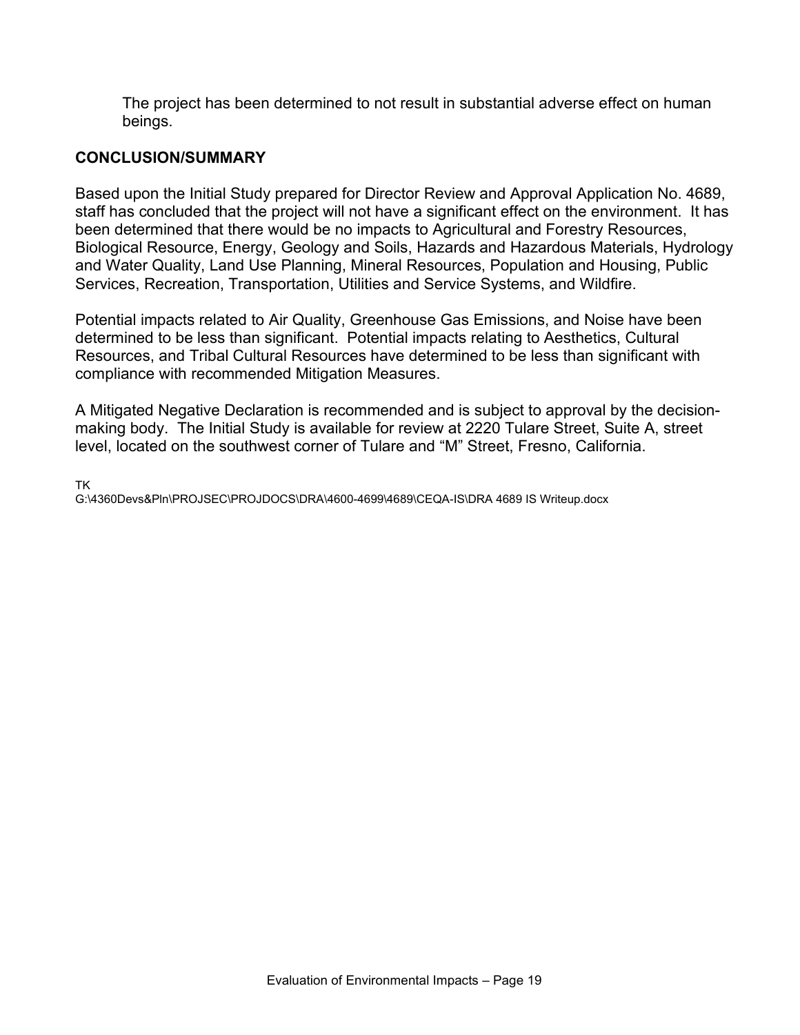The project has been determined to not result in substantial adverse effect on human beings.

## CONCLUSION/SUMMARY

Based upon the Initial Study prepared for Director Review and Approval Application No. 4689, staff has concluded that the project will not have a significant effect on the environment. It has been determined that there would be no impacts to Agricultural and Forestry Resources, Biological Resource, Energy, Geology and Soils, Hazards and Hazardous Materials, Hydrology and Water Quality, Land Use Planning, Mineral Resources, Population and Housing, Public Services, Recreation, Transportation, Utilities and Service Systems, and Wildfire.

Potential impacts related to Air Quality, Greenhouse Gas Emissions, and Noise have been determined to be less than significant. Potential impacts relating to Aesthetics, Cultural Resources, and Tribal Cultural Resources have determined to be less than significant with compliance with recommended Mitigation Measures.

A Mitigated Negative Declaration is recommended and is subject to approval by the decision-making body. The Initial Study is available for review at 2220 Tulare Street, Suite A, street level, located on the southwest corner of Tulare and “M” Street, Fresno, California.

TK
G:\4360Devs&Pln\PROJSEC\PROJDOCS\DRA\4600-4699\4689\CEQA-IS\DRA 4689 IS Writeup.docx